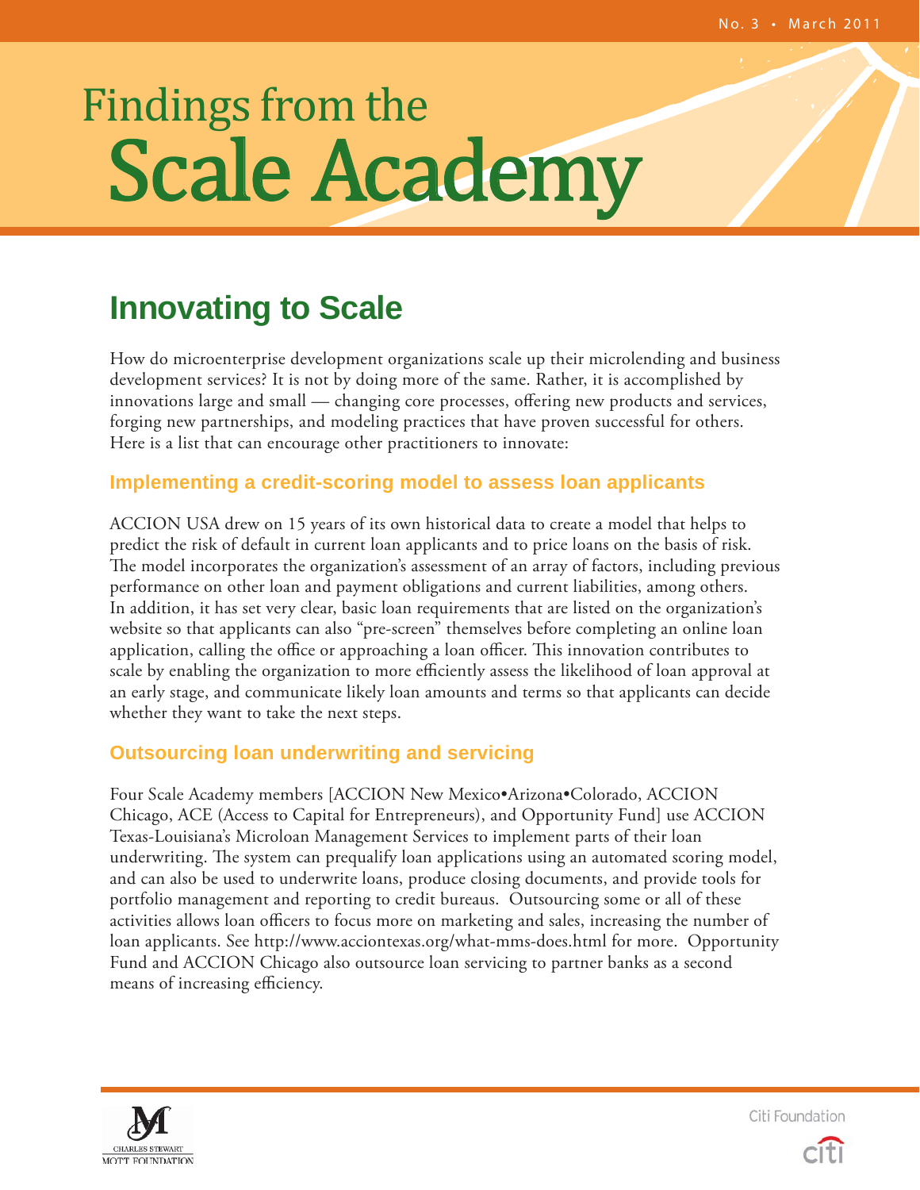No. 3 • March 2011

# Findings from the Scale Academy

## Innovating to Scale

How do microenterprise development organizations scale up their microlending and business development services? It is not by doing more of the same. Rather, it is accomplished by innovations large and small — changing core processes, offering new products and services, forging new partnerships, and modeling practices that have proven successful for others. Here is a list that can encourage other practitioners to innovate:

### Implementing a credit-scoring model to assess loan applicants

ACCION USA drew on 15 years of its own historical data to create a model that helps to predict the risk of default in current loan applicants and to price loans on the basis of risk. The model incorporates the organization's assessment of an array of factors, including previous performance on other loan and payment obligations and current liabilities, among others. In addition, it has set very clear, basic loan requirements that are listed on the organization's website so that applicants can also "pre-screen" themselves before completing an online loan application, calling the office or approaching a loan officer. This innovation contributes to scale by enabling the organization to more efficiently assess the likelihood of loan approval at an early stage, and communicate likely loan amounts and terms so that applicants can decide whether they want to take the next steps.

### Outsourcing loan underwriting and servicing

Four Scale Academy members [ACCION New Mexico•Arizona•Colorado, ACCION Chicago, ACE (Access to Capital for Entrepreneurs), and Opportunity Fund] use ACCION Texas-Louisiana's Microloan Management Services to implement parts of their loan underwriting. The system can prequalify loan applications using an automated scoring model, and can also be used to underwrite loans, produce closing documents, and provide tools for portfolio management and reporting to credit bureaus. Outsourcing some or all of these activities allows loan officers to focus more on marketing and sales, increasing the number of loan applicants. See http://www.acciontexas.org/what-mms-does.html for more. Opportunity Fund and ACCION Chicago also outsource loan servicing to partner banks as a second means of increasing efficiency.

Charles Stewart Mott Foundation

Citi Foundation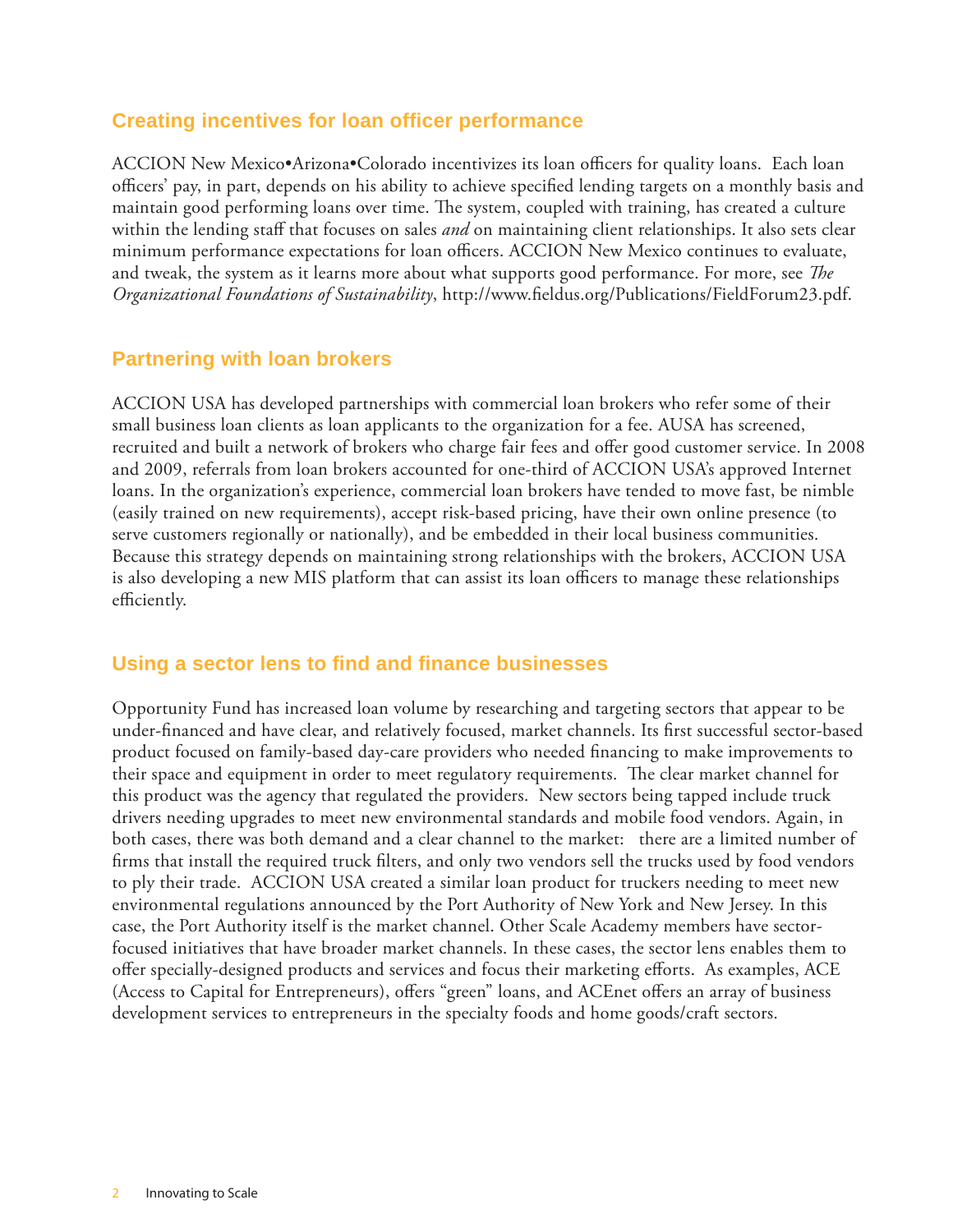## Creating incentives for loan officer performance

ACCION New Mexico•Arizona•Colorado incentivizes its loan officers for quality loans. Each loan officers' pay, in part, depends on his ability to achieve specified lending targets on a monthly basis and maintain good performing loans over time. The system, coupled with training, has created a culture within the lending staff that focuses on sales *and* on maintaining client relationships. It also sets clear minimum performance expectations for loan officers. ACCION New Mexico continues to evaluate, and tweak, the system as it learns more about what supports good performance. For more, see *The Organizational Foundations of Sustainability*, http://www.fieldus.org/Publications/FieldForum23.pdf.

## Partnering with loan brokers

ACCION USA has developed partnerships with commercial loan brokers who refer some of their small business loan clients as loan applicants to the organization for a fee. AUSA has screened, recruited and built a network of brokers who charge fair fees and offer good customer service. In 2008 and 2009, referrals from loan brokers accounted for one-third of ACCION USA's approved Internet loans. In the organization's experience, commercial loan brokers have tended to move fast, be nimble (easily trained on new requirements), accept risk-based pricing, have their own online presence (to serve customers regionally or nationally), and be embedded in their local business communities. Because this strategy depends on maintaining strong relationships with the brokers, ACCION USA is also developing a new MIS platform that can assist its loan officers to manage these relationships efficiently.

## Using a sector lens to find and finance businesses

Opportunity Fund has increased loan volume by researching and targeting sectors that appear to be under-financed and have clear, and relatively focused, market channels. Its first successful sector-based product focused on family-based day-care providers who needed financing to make improvements to their space and equipment in order to meet regulatory requirements. The clear market channel for this product was the agency that regulated the providers. New sectors being tapped include truck drivers needing upgrades to meet new environmental standards and mobile food vendors. Again, in both cases, there was both demand and a clear channel to the market: there are a limited number of firms that install the required truck filters, and only two vendors sell the trucks used by food vendors to ply their trade. ACCION USA created a similar loan product for truckers needing to meet new environmental regulations announced by the Port Authority of New York and New Jersey. In this case, the Port Authority itself is the market channel. Other Scale Academy members have sector-focused initiatives that have broader market channels. In these cases, the sector lens enables them to offer specially-designed products and services and focus their marketing efforts. As examples, ACE (Access to Capital for Entrepreneurs), offers "green" loans, and ACEnet offers an array of business development services to entrepreneurs in the specialty foods and home goods/craft sectors.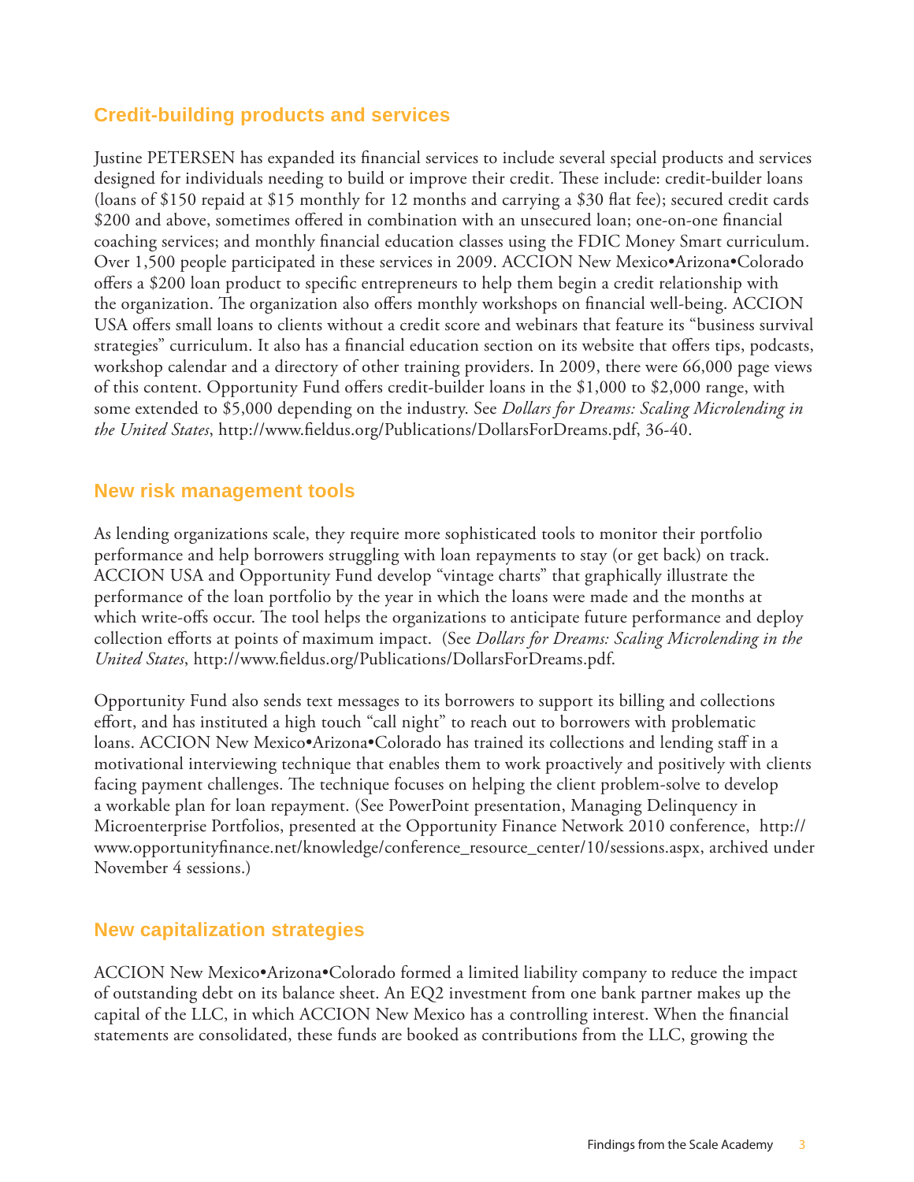## Credit-building products and services

Justine PETERSEN has expanded its financial services to include several special products and services designed for individuals needing to build or improve their credit. These include: credit-builder loans (loans of $150 repaid at $15 monthly for 12 months and carrying a $30 flat fee); secured credit cards $200 and above, sometimes offered in combination with an unsecured loan; one-on-one financial coaching services; and monthly financial education classes using the FDIC Money Smart curriculum. Over 1,500 people participated in these services in 2009. ACCION New Mexico•Arizona•Colorado offers a $200 loan product to specific entrepreneurs to help them begin a credit relationship with the organization. The organization also offers monthly workshops on financial well-being. ACCION USA offers small loans to clients without a credit score and webinars that feature its "business survival strategies" curriculum. It also has a financial education section on its website that offers tips, podcasts, workshop calendar and a directory of other training providers. In 2009, there were 66,000 page views of this content. Opportunity Fund offers credit-builder loans in the $1,000 to $2,000 range, with some extended to $5,000 depending on the industry. See *Dollars for Dreams: Scaling Microlending in the United States*, http://www.fieldus.org/Publications/DollarsForDreams.pdf, 36-40.

## New risk management tools

As lending organizations scale, they require more sophisticated tools to monitor their portfolio performance and help borrowers struggling with loan repayments to stay (or get back) on track. ACCION USA and Opportunity Fund develop "vintage charts" that graphically illustrate the performance of the loan portfolio by the year in which the loans were made and the months at which write-offs occur. The tool helps the organizations to anticipate future performance and deploy collection efforts at points of maximum impact. (See *Dollars for Dreams: Scaling Microlending in the United States*, http://www.fieldus.org/Publications/DollarsForDreams.pdf.

Opportunity Fund also sends text messages to its borrowers to support its billing and collections effort, and has instituted a high touch "call night" to reach out to borrowers with problematic loans. ACCION New Mexico•Arizona•Colorado has trained its collections and lending staff in a motivational interviewing technique that enables them to work proactively and positively with clients facing payment challenges. The technique focuses on helping the client problem-solve to develop a workable plan for loan repayment. (See PowerPoint presentation, Managing Delinquency in Microenterprise Portfolios, presented at the Opportunity Finance Network 2010 conference, http://www.opportunityfinance.net/knowledge/conference_resource_center/10/sessions.aspx, archived under November 4 sessions.)

## New capitalization strategies

ACCION New Mexico•Arizona•Colorado formed a limited liability company to reduce the impact of outstanding debt on its balance sheet. An EQ2 investment from one bank partner makes up the capital of the LLC, in which ACCION New Mexico has a controlling interest. When the financial statements are consolidated, these funds are booked as contributions from the LLC, growing the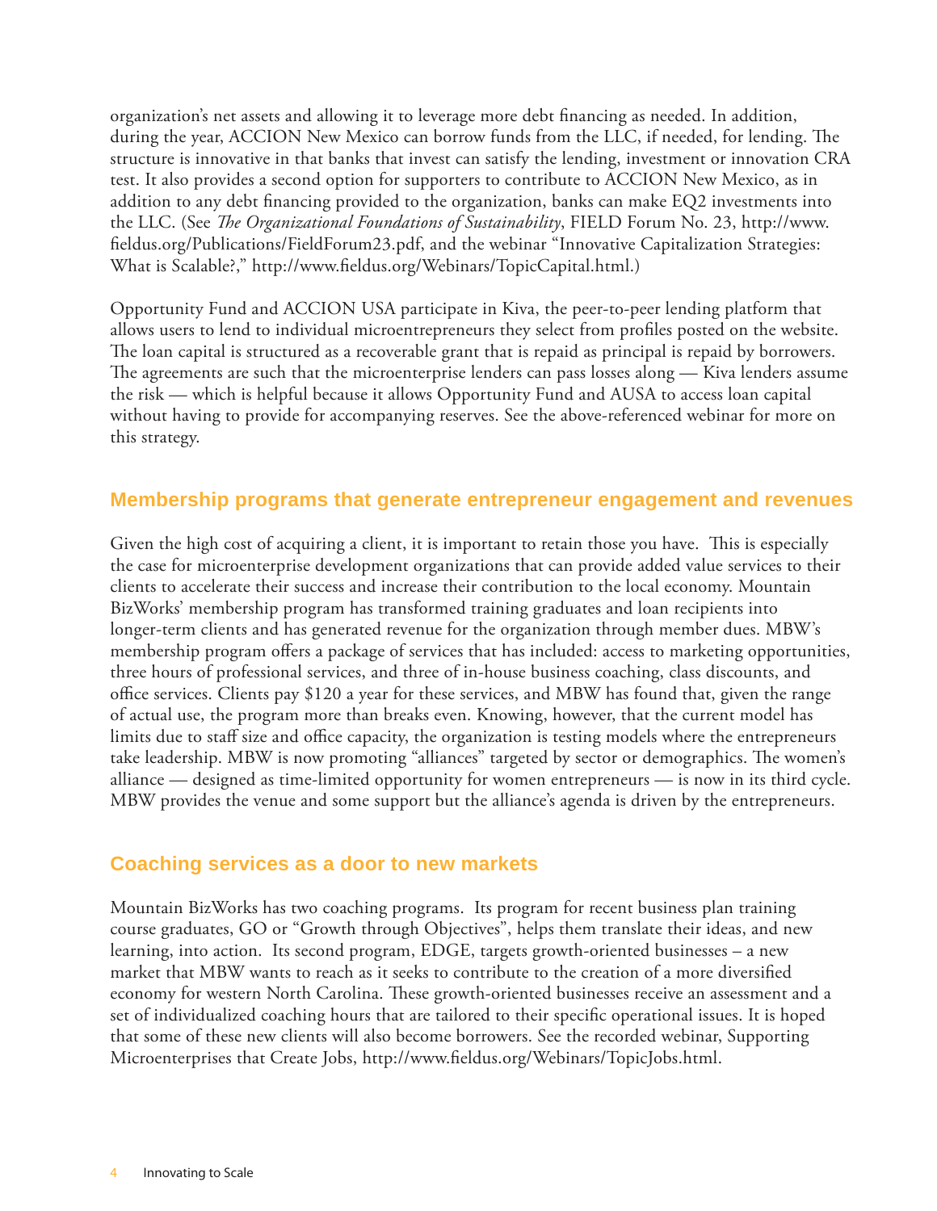organization's net assets and allowing it to leverage more debt financing as needed. In addition, during the year, ACCION New Mexico can borrow funds from the LLC, if needed, for lending. The structure is innovative in that banks that invest can satisfy the lending, investment or innovation CRA test. It also provides a second option for supporters to contribute to ACCION New Mexico, as in addition to any debt financing provided to the organization, banks can make EQ2 investments into the LLC. (See *The Organizational Foundations of Sustainability*, FIELD Forum No. 23, http://www.fieldus.org/Publications/FieldForum23.pdf, and the webinar "Innovative Capitalization Strategies: What is Scalable?," http://www.fieldus.org/Webinars/TopicCapital.html.)

Opportunity Fund and ACCION USA participate in Kiva, the peer-to-peer lending platform that allows users to lend to individual microentrepreneurs they select from profiles posted on the website. The loan capital is structured as a recoverable grant that is repaid as principal is repaid by borrowers. The agreements are such that the microenterprise lenders can pass losses along — Kiva lenders assume the risk — which is helpful because it allows Opportunity Fund and AUSA to access loan capital without having to provide for accompanying reserves. See the above-referenced webinar for more on this strategy.

## Membership programs that generate entrepreneur engagement and revenues

Given the high cost of acquiring a client, it is important to retain those you have. This is especially the case for microenterprise development organizations that can provide added value services to their clients to accelerate their success and increase their contribution to the local economy. Mountain BizWorks' membership program has transformed training graduates and loan recipients into longer-term clients and has generated revenue for the organization through member dues. MBW's membership program offers a package of services that has included: access to marketing opportunities, three hours of professional services, and three of in-house business coaching, class discounts, and office services. Clients pay $120 a year for these services, and MBW has found that, given the range of actual use, the program more than breaks even. Knowing, however, that the current model has limits due to staff size and office capacity, the organization is testing models where the entrepreneurs take leadership. MBW is now promoting "alliances" targeted by sector or demographics. The women's alliance — designed as time-limited opportunity for women entrepreneurs — is now in its third cycle. MBW provides the venue and some support but the alliance's agenda is driven by the entrepreneurs.

## Coaching services as a door to new markets

Mountain BizWorks has two coaching programs. Its program for recent business plan training course graduates, GO or "Growth through Objectives", helps them translate their ideas, and new learning, into action. Its second program, EDGE, targets growth-oriented businesses – a new market that MBW wants to reach as it seeks to contribute to the creation of a more diversified economy for western North Carolina. These growth-oriented businesses receive an assessment and a set of individualized coaching hours that are tailored to their specific operational issues. It is hoped that some of these new clients will also become borrowers. See the recorded webinar, Supporting Microenterprises that Create Jobs, http://www.fieldus.org/Webinars/TopicJobs.html.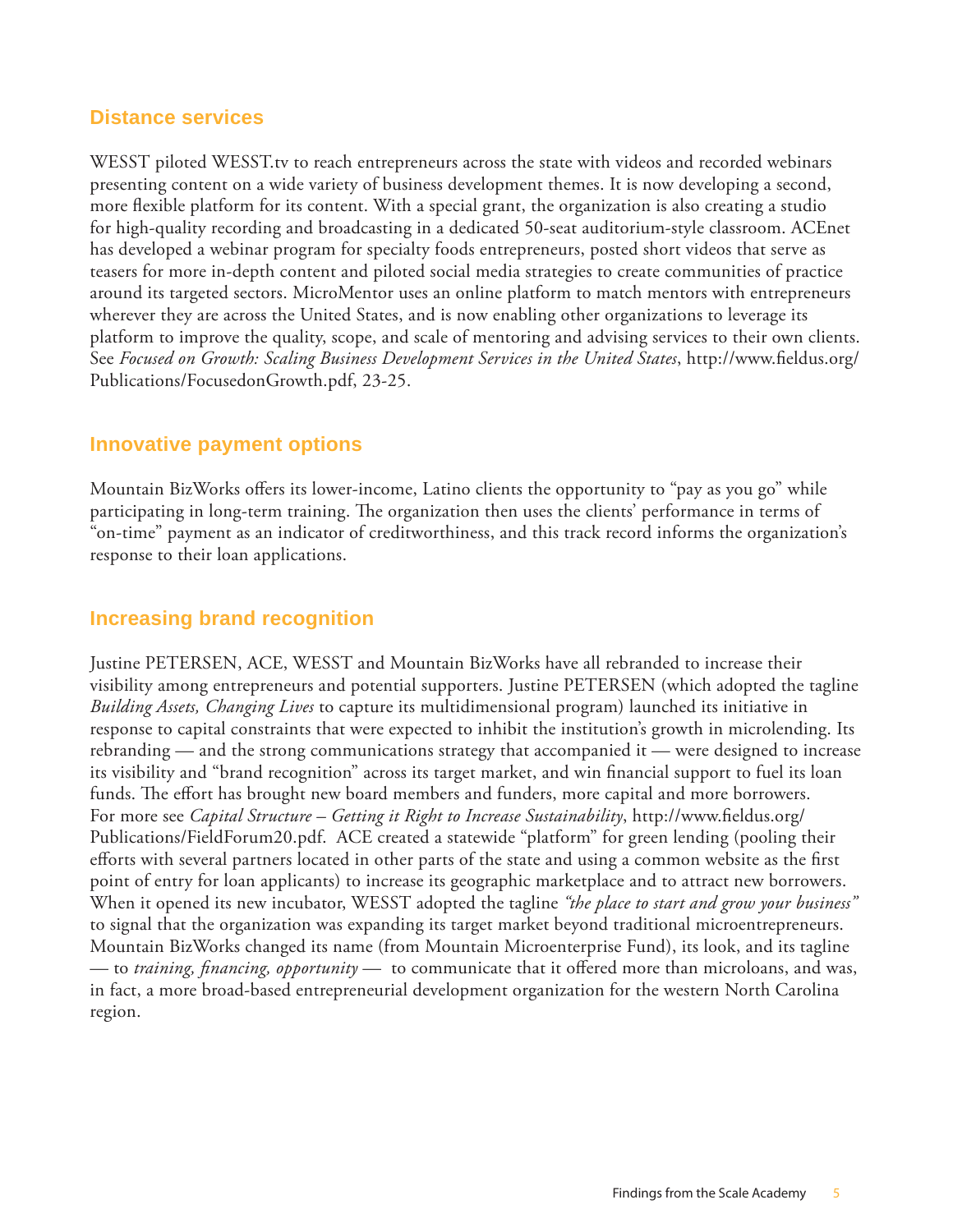## Distance services

WESST piloted WESST.tv to reach entrepreneurs across the state with videos and recorded webinars presenting content on a wide variety of business development themes. It is now developing a second, more flexible platform for its content. With a special grant, the organization is also creating a studio for high-quality recording and broadcasting in a dedicated 50-seat auditorium-style classroom. ACEnet has developed a webinar program for specialty foods entrepreneurs, posted short videos that serve as teasers for more in-depth content and piloted social media strategies to create communities of practice around its targeted sectors. MicroMentor uses an online platform to match mentors with entrepreneurs wherever they are across the United States, and is now enabling other organizations to leverage its platform to improve the quality, scope, and scale of mentoring and advising services to their own clients. See *Focused on Growth: Scaling Business Development Services in the United States*, http://www.fieldus.org/Publications/FocusedonGrowth.pdf, 23-25.

## Innovative payment options

Mountain BizWorks offers its lower-income, Latino clients the opportunity to "pay as you go" while participating in long-term training. The organization then uses the clients' performance in terms of "on-time" payment as an indicator of creditworthiness, and this track record informs the organization's response to their loan applications.

## Increasing brand recognition

Justine PETERSEN, ACE, WESST and Mountain BizWorks have all rebranded to increase their visibility among entrepreneurs and potential supporters. Justine PETERSEN (which adopted the tagline *Building Assets, Changing Lives* to capture its multidimensional program) launched its initiative in response to capital constraints that were expected to inhibit the institution's growth in microlending. Its rebranding — and the strong communications strategy that accompanied it — were designed to increase its visibility and "brand recognition" across its target market, and win financial support to fuel its loan funds. The effort has brought new board members and funders, more capital and more borrowers. For more see *Capital Structure – Getting it Right to Increase Sustainability*, http://www.fieldus.org/Publications/FieldForum20.pdf. ACE created a statewide "platform" for green lending (pooling their efforts with several partners located in other parts of the state and using a common website as the first point of entry for loan applicants) to increase its geographic marketplace and to attract new borrowers. When it opened its new incubator, WESST adopted the tagline *"the place to start and grow your business"* to signal that the organization was expanding its target market beyond traditional microentrepreneurs. Mountain BizWorks changed its name (from Mountain Microenterprise Fund), its look, and its tagline — to *training, financing, opportunity* — to communicate that it offered more than microloans, and was, in fact, a more broad-based entrepreneurial development organization for the western North Carolina region.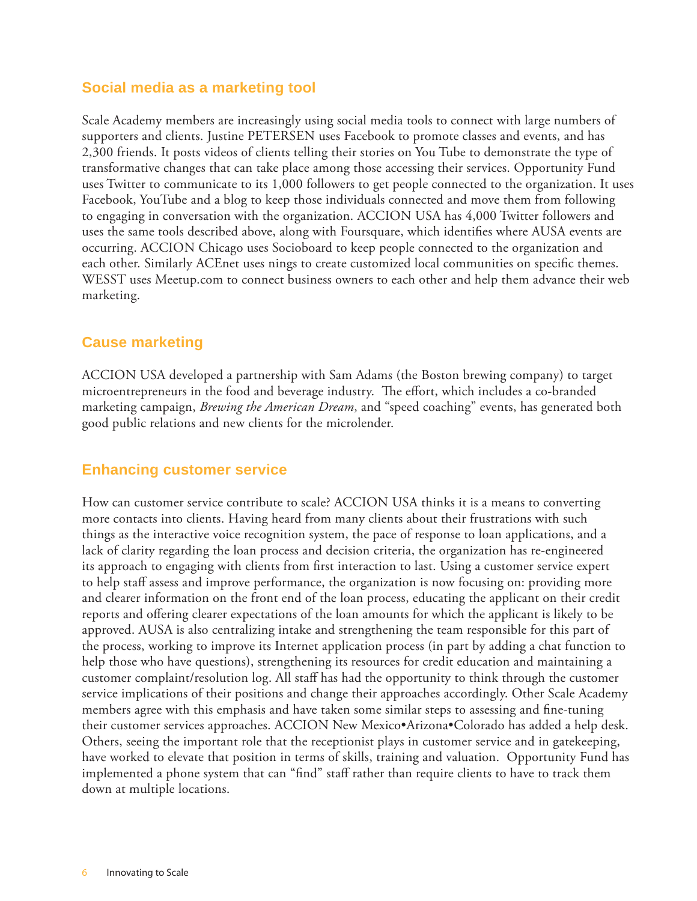## Social media as a marketing tool

Scale Academy members are increasingly using social media tools to connect with large numbers of supporters and clients. Justine PETERSEN uses Facebook to promote classes and events, and has 2,300 friends. It posts videos of clients telling their stories on You Tube to demonstrate the type of transformative changes that can take place among those accessing their services. Opportunity Fund uses Twitter to communicate to its 1,000 followers to get people connected to the organization. It uses Facebook, YouTube and a blog to keep those individuals connected and move them from following to engaging in conversation with the organization. ACCION USA has 4,000 Twitter followers and uses the same tools described above, along with Foursquare, which identifies where AUSA events are occurring. ACCION Chicago uses Socioboard to keep people connected to the organization and each other. Similarly ACEnet uses nings to create customized local communities on specific themes. WESST uses Meetup.com to connect business owners to each other and help them advance their web marketing.

## Cause marketing

ACCION USA developed a partnership with Sam Adams (the Boston brewing company) to target microentrepreneurs in the food and beverage industry. The effort, which includes a co-branded marketing campaign, *Brewing the American Dream*, and "speed coaching" events, has generated both good public relations and new clients for the microlender.

## Enhancing customer service

How can customer service contribute to scale? ACCION USA thinks it is a means to converting more contacts into clients. Having heard from many clients about their frustrations with such things as the interactive voice recognition system, the pace of response to loan applications, and a lack of clarity regarding the loan process and decision criteria, the organization has re-engineered its approach to engaging with clients from first interaction to last. Using a customer service expert to help staff assess and improve performance, the organization is now focusing on: providing more and clearer information on the front end of the loan process, educating the applicant on their credit reports and offering clearer expectations of the loan amounts for which the applicant is likely to be approved. AUSA is also centralizing intake and strengthening the team responsible for this part of the process, working to improve its Internet application process (in part by adding a chat function to help those who have questions), strengthening its resources for credit education and maintaining a customer complaint/resolution log. All staff has had the opportunity to think through the customer service implications of their positions and change their approaches accordingly. Other Scale Academy members agree with this emphasis and have taken some similar steps to assessing and fine-tuning their customer services approaches. ACCION New Mexico•Arizona•Colorado has added a help desk. Others, seeing the important role that the receptionist plays in customer service and in gatekeeping, have worked to elevate that position in terms of skills, training and valuation. Opportunity Fund has implemented a phone system that can "find" staff rather than require clients to have to track them down at multiple locations.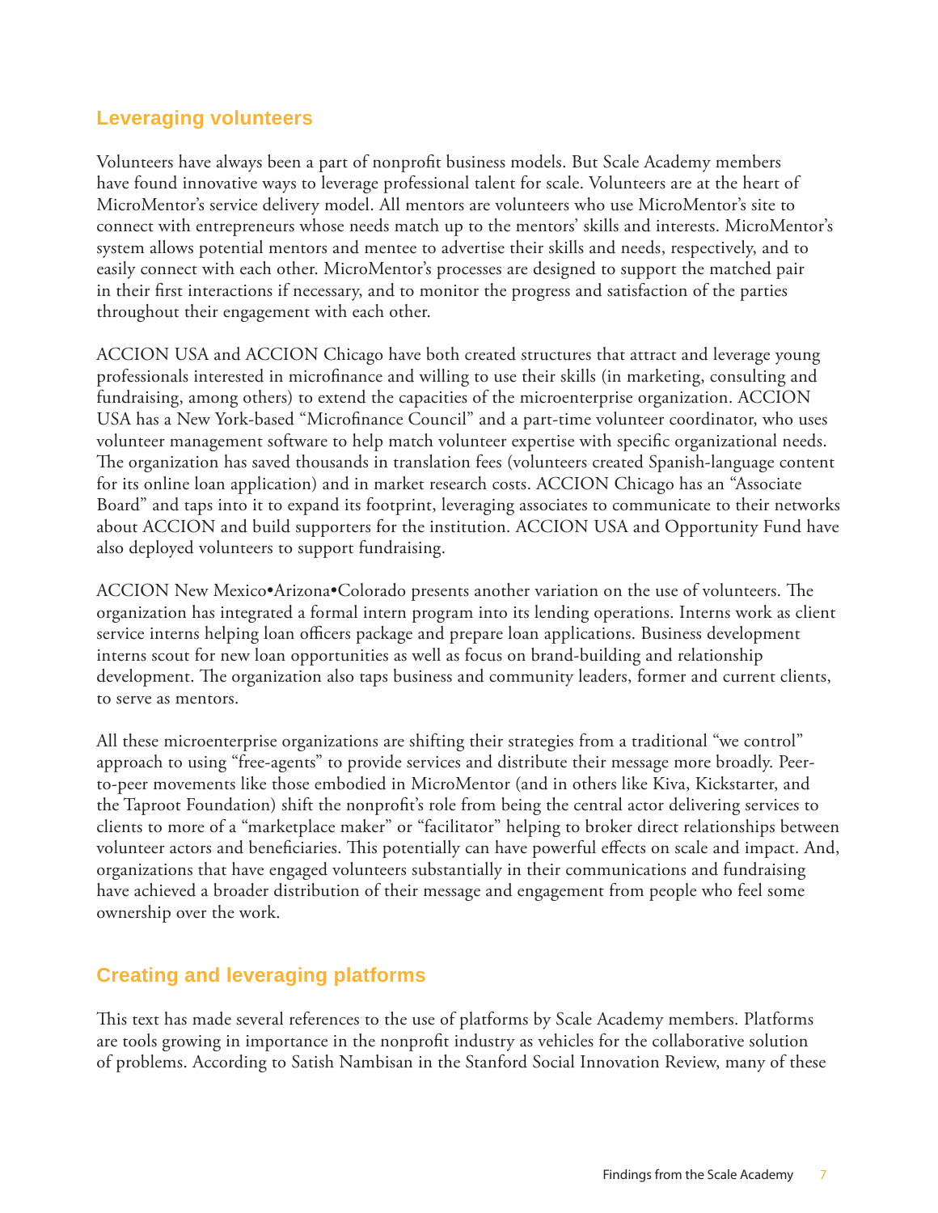## Leveraging volunteers

Volunteers have always been a part of nonprofit business models. But Scale Academy members have found innovative ways to leverage professional talent for scale. Volunteers are at the heart of MicroMentor's service delivery model. All mentors are volunteers who use MicroMentor's site to connect with entrepreneurs whose needs match up to the mentors' skills and interests. MicroMentor's system allows potential mentors and mentee to advertise their skills and needs, respectively, and to easily connect with each other. MicroMentor's processes are designed to support the matched pair in their first interactions if necessary, and to monitor the progress and satisfaction of the parties throughout their engagement with each other.

ACCION USA and ACCION Chicago have both created structures that attract and leverage young professionals interested in microfinance and willing to use their skills (in marketing, consulting and fundraising, among others) to extend the capacities of the microenterprise organization. ACCION USA has a New York-based "Microfinance Council" and a part-time volunteer coordinator, who uses volunteer management software to help match volunteer expertise with specific organizational needs. The organization has saved thousands in translation fees (volunteers created Spanish-language content for its online loan application) and in market research costs. ACCION Chicago has an "Associate Board" and taps into it to expand its footprint, leveraging associates to communicate to their networks about ACCION and build supporters for the institution. ACCION USA and Opportunity Fund have also deployed volunteers to support fundraising.

ACCION New Mexico•Arizona•Colorado presents another variation on the use of volunteers. The organization has integrated a formal intern program into its lending operations. Interns work as client service interns helping loan officers package and prepare loan applications. Business development interns scout for new loan opportunities as well as focus on brand-building and relationship development. The organization also taps business and community leaders, former and current clients, to serve as mentors.

All these microenterprise organizations are shifting their strategies from a traditional "we control" approach to using "free-agents" to provide services and distribute their message more broadly. Peer-to-peer movements like those embodied in MicroMentor (and in others like Kiva, Kickstarter, and the Taproot Foundation) shift the nonprofit's role from being the central actor delivering services to clients to more of a "marketplace maker" or "facilitator" helping to broker direct relationships between volunteer actors and beneficiaries. This potentially can have powerful effects on scale and impact. And, organizations that have engaged volunteers substantially in their communications and fundraising have achieved a broader distribution of their message and engagement from people who feel some ownership over the work.

## Creating and leveraging platforms

This text has made several references to the use of platforms by Scale Academy members. Platforms are tools growing in importance in the nonprofit industry as vehicles for the collaborative solution of problems. According to Satish Nambisan in the Stanford Social Innovation Review, many of these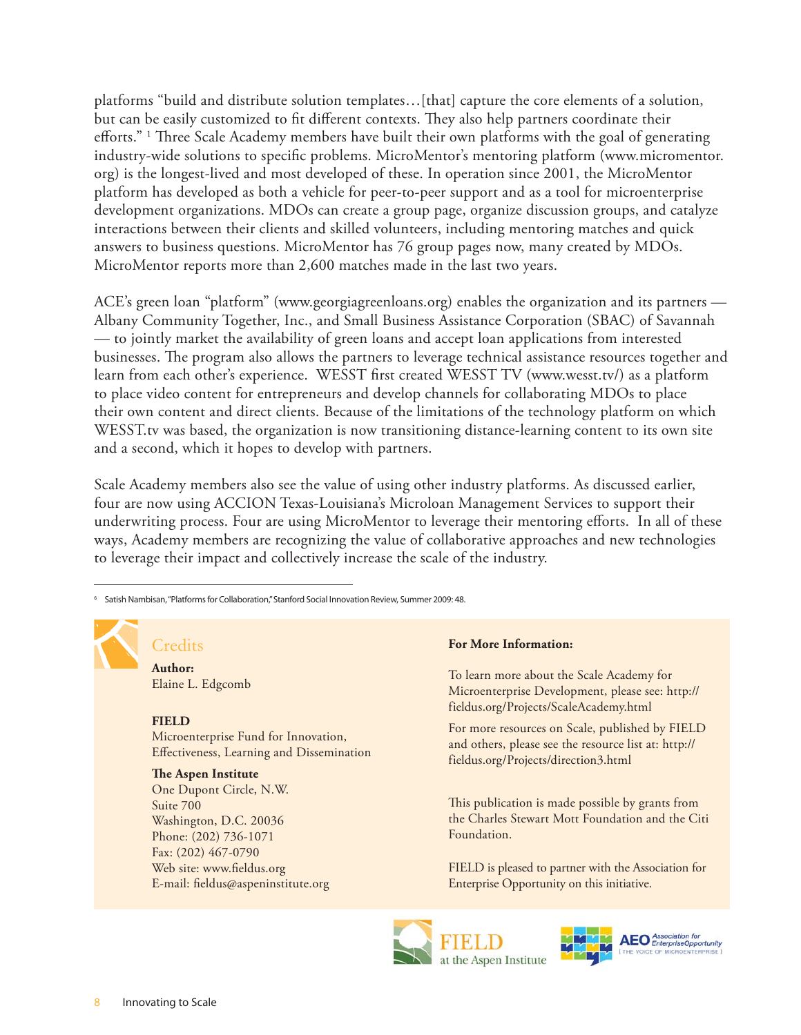platforms "build and distribute solution templates…[that] capture the core elements of a solution, but can be easily customized to fit different contexts. They also help partners coordinate their efforts." [1] Three Scale Academy members have built their own platforms with the goal of generating industry-wide solutions to specific problems. MicroMentor's mentoring platform (www.micromentor.org) is the longest-lived and most developed of these. In operation since 2001, the MicroMentor platform has developed as both a vehicle for peer-to-peer support and as a tool for microenterprise development organizations. MDOs can create a group page, organize discussion groups, and catalyze interactions between their clients and skilled volunteers, including mentoring matches and quick answers to business questions. MicroMentor has 76 group pages now, many created by MDOs. MicroMentor reports more than 2,600 matches made in the last two years.

ACE's green loan "platform" (www.georgiagreenloans.org) enables the organization and its partners — Albany Community Together, Inc., and Small Business Assistance Corporation (SBAC) of Savannah — to jointly market the availability of green loans and accept loan applications from interested businesses. The program also allows the partners to leverage technical assistance resources together and learn from each other's experience. WESST first created WESST TV (www.wesst.tv/) as a platform to place video content for entrepreneurs and develop channels for collaborating MDOs to place their own content and direct clients. Because of the limitations of the technology platform on which WESST.tv was based, the organization is now transitioning distance-learning content to its own site and a second, which it hopes to develop with partners.

Scale Academy members also see the value of using other industry platforms. As discussed earlier, four are now using ACCION Texas-Louisiana's Microloan Management Services to support their underwriting process. Four are using MicroMentor to leverage their mentoring efforts. In all of these ways, Academy members are recognizing the value of collaborative approaches and new technologies to leverage their impact and collectively increase the scale of the industry.

---

[6] Satish Nambisan, "Platforms for Collaboration," Stanford Social Innovation Review, Summer 2009: 48.

## Credits

**Author:**
Elaine L. Edgcomb

**FIELD**
Microenterprise Fund for Innovation, Effectiveness, Learning and Dissemination

**The Aspen Institute**
One Dupont Circle, N.W.
Suite 700
Washington, D.C. 20036
Phone: (202) 736-1071
Fax: (202) 467-0790
Web site: www.fieldus.org
E-mail: fieldus@aspeninstitute.org

**For More Information:**

To learn more about the Scale Academy for Microenterprise Development, please see: http://fieldus.org/Projects/ScaleAcademy.html

For more resources on Scale, published by FIELD and others, please see the resource list at: http://fieldus.org/Projects/direction3.html

This publication is made possible by grants from the Charles Stewart Mott Foundation and the Citi Foundation.

FIELD is pleased to partner with the Association for Enterprise Opportunity on this initiative.

FIELD at the Aspen Institute

AEO Association for Enterprise Opportunity [ THE VOICE OF MICROENTERPRISE ]